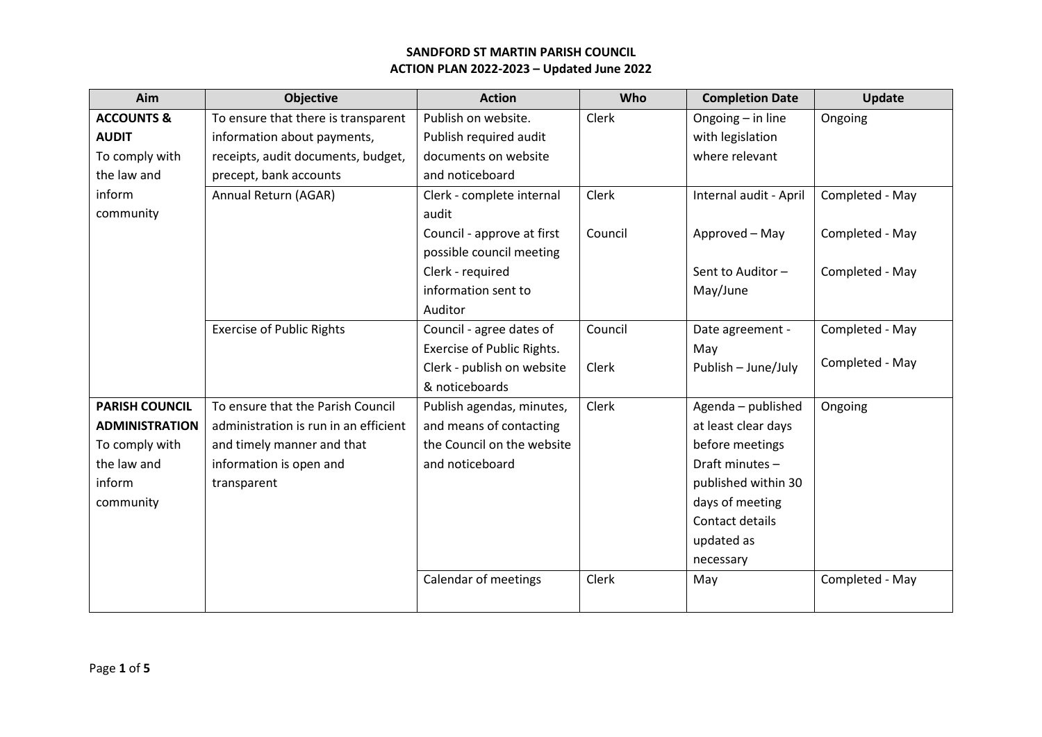# SANDFORD ST MARTIN PARISH COUNCIL
## ACTION PLAN 2022-2023 – Updated June 2022

| Aim | Objective | Action | Who | Completion Date | Update |
|---|---|---|---|---|---|
| **ACCOUNTS & AUDIT** To comply with the law and inform community | To ensure that there is transparent information about payments, receipts, audit documents, budget, precept, bank accounts | Publish on website. Publish required audit documents on website and noticeboard | Clerk | Ongoing – in line with legislation where relevant | Ongoing |
| | Annual Return (AGAR) | Clerk - complete internal audit | Clerk | Internal audit - April | Completed - May |
| | | Council - approve at first possible council meeting | Council | Approved – May | Completed - May |
| | | Clerk - required information sent to Auditor | | Sent to Auditor – May/June | Completed - May |
| | Exercise of Public Rights | Council - agree dates of Exercise of Public Rights. | Council | Date agreement - May | Completed - May |
| | | Clerk - publish on website & noticeboards | Clerk | Publish – June/July | Completed - May |
| **PARISH COUNCIL ADMINISTRATION** To comply with the law and inform community | To ensure that the Parish Council administration is run in an efficient and timely manner and that information is open and transparent | Publish agendas, minutes, and means of contacting the Council on the website and noticeboard | Clerk | Agenda – published at least clear days before meetings Draft minutes – published within 30 days of meeting Contact details updated as necessary | Ongoing |
| | | Calendar of meetings | Clerk | May | Completed - May |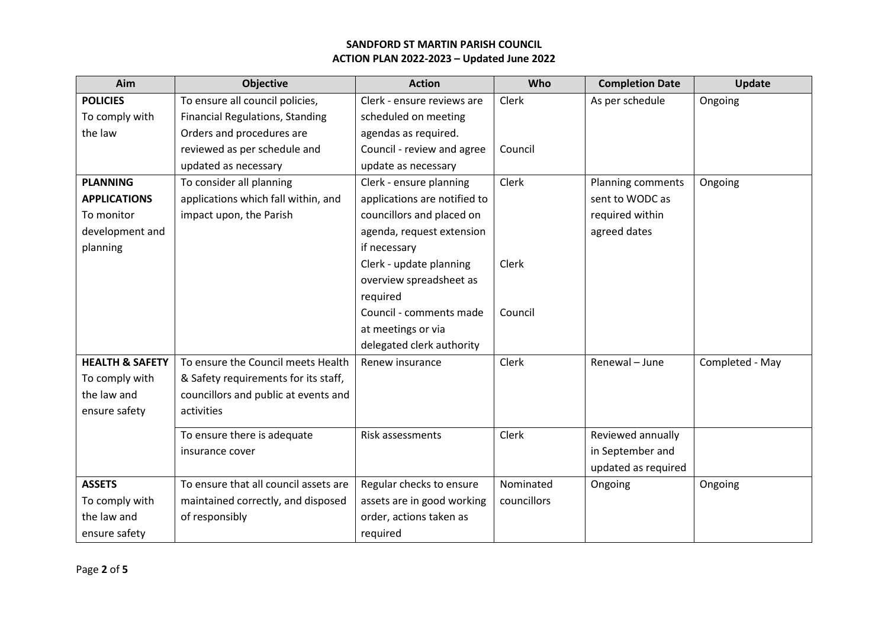**SANDFORD ST MARTIN PARISH COUNCIL**
**ACTION PLAN 2022-2023 – Updated June 2022**

| Aim | Objective | Action | Who | Completion Date | Update |
|---|---|---|---|---|---|
| **POLICIES** To comply with the law | To ensure all council policies, Financial Regulations, Standing Orders and procedures are reviewed as per schedule and updated as necessary | Clerk - ensure reviews are scheduled on meeting agendas as required. Council - review and agree update as necessary | Clerk Council | As per schedule | Ongoing |
| **PLANNING APPLICATIONS** To monitor development and planning | To consider all planning applications which fall within, and impact upon, the Parish | Clerk - ensure planning applications are notified to councillors and placed on agenda, request extension if necessary Clerk - update planning overview spreadsheet as required Council - comments made at meetings or via delegated clerk authority | Clerk Clerk Council | Planning comments sent to WODC as required within agreed dates | Ongoing |
| **HEALTH & SAFETY** To comply with the law and ensure safety | To ensure the Council meets Health & Safety requirements for its staff, councillors and public at events and activities | Renew insurance | Clerk | Renewal – June | Completed - May |
| | To ensure there is adequate insurance cover | Risk assessments | Clerk | Reviewed annually in September and updated as required | |
| **ASSETS** To comply with the law and ensure safety | To ensure that all council assets are maintained correctly, and disposed of responsibly | Regular checks to ensure assets are in good working order, actions taken as required | Nominated councillors | Ongoing | Ongoing |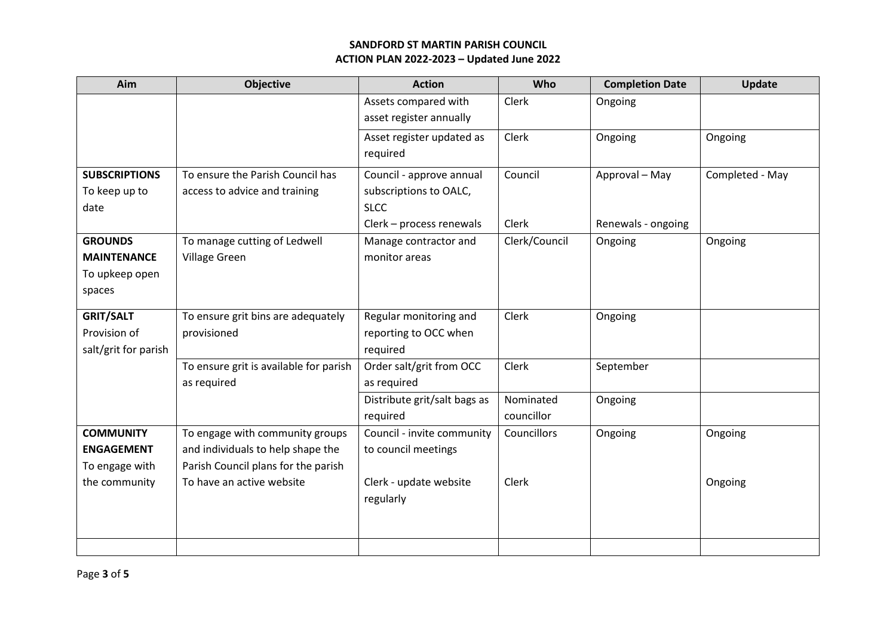**SANDFORD ST MARTIN PARISH COUNCIL**
**ACTION PLAN 2022-2023 – Updated June 2022**

| Aim | Objective | Action | Who | Completion Date | Update |
|---|---|---|---|---|---|
| | | Assets compared with asset register annually | Clerk | Ongoing | |
| | | Asset register updated as required | Clerk | Ongoing | Ongoing |
| **SUBSCRIPTIONS** To keep up to date | To ensure the Parish Council has access to advice and training | Council - approve annual subscriptions to OALC, SLCC<br>Clerk – process renewals | Council<br><br>Clerk | Approval – May<br><br>Renewals - ongoing | Completed - May |
| **GROUNDS MAINTENANCE** To upkeep open spaces | To manage cutting of Ledwell Village Green | Manage contractor and monitor areas | Clerk/Council | Ongoing | Ongoing |
| **GRIT/SALT** Provision of salt/grit for parish | To ensure grit bins are adequately provisioned | Regular monitoring and reporting to OCC when required | Clerk | Ongoing | |
| | To ensure grit is available for parish as required | Order salt/grit from OCC as required | Clerk | September | |
| | | Distribute grit/salt bags as required | Nominated councillor | Ongoing | |
| **COMMUNITY ENGAGEMENT** To engage with the community | To engage with community groups and individuals to help shape the Parish Council plans for the parish<br>To have an active website | Council - invite community to council meetings<br><br>Clerk - update website regularly | Councillors<br><br>Clerk | Ongoing | Ongoing<br><br>Ongoing |
| | | | | | |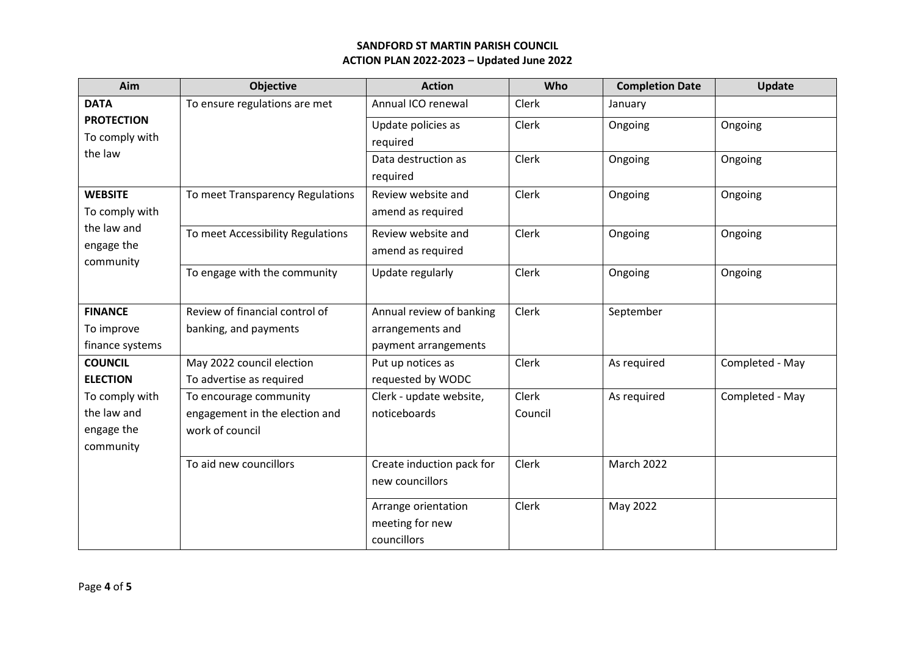**SANDFORD ST MARTIN PARISH COUNCIL**
**ACTION PLAN 2022-2023 – Updated June 2022**

| Aim | Objective | Action | Who | Completion Date | Update |
|---|---|---|---|---|---|
| **DATA PROTECTION** To comply with the law | To ensure regulations are met | Annual ICO renewal | Clerk | January | |
| | | Update policies as required | Clerk | Ongoing | Ongoing |
| | | Data destruction as required | Clerk | Ongoing | Ongoing |
| **WEBSITE** To comply with the law and engage the community | To meet Transparency Regulations | Review website and amend as required | Clerk | Ongoing | Ongoing |
| | To meet Accessibility Regulations | Review website and amend as required | Clerk | Ongoing | Ongoing |
| | To engage with the community | Update regularly | Clerk | Ongoing | Ongoing |
| **FINANCE** To improve finance systems | Review of financial control of banking, and payments | Annual review of banking arrangements and payment arrangements | Clerk | September | |
| **COUNCIL ELECTION** To comply with the law and engage the community | May 2022 council election To advertise as required | Put up notices as requested by WODC | Clerk | As required | Completed - May |
| | To encourage community engagement in the election and work of council | Clerk - update website, noticeboards | Clerk Council | As required | Completed - May |
| | To aid new councillors | Create induction pack for new councillors | Clerk | March 2022 | |
| | | Arrange orientation meeting for new councillors | Clerk | May 2022 | |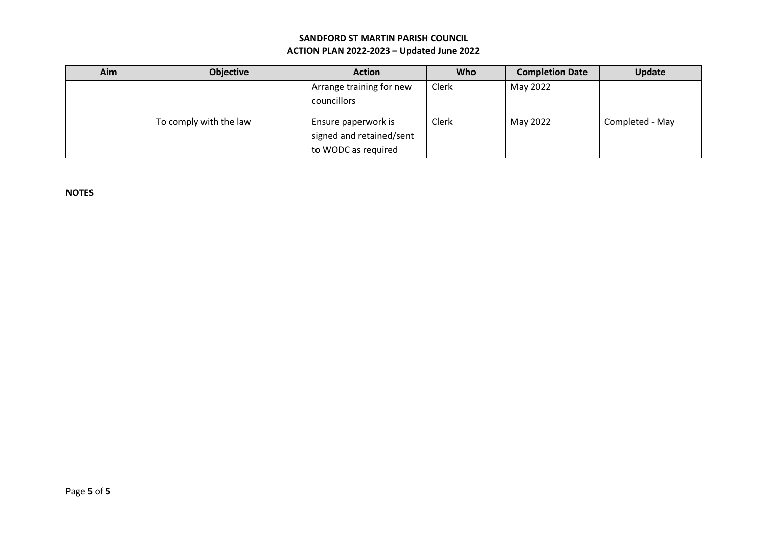**SANDFORD ST MARTIN PARISH COUNCIL**
**ACTION PLAN 2022-2023 – Updated June 2022**

| Aim | Objective | Action | Who | Completion Date | Update |
|---|---|---|---|---|---|
| | | Arrange training for new councillors | Clerk | May 2022 | |
| | To comply with the law | Ensure paperwork is signed and retained/sent to WODC as required | Clerk | May 2022 | Completed - May |

**NOTES**